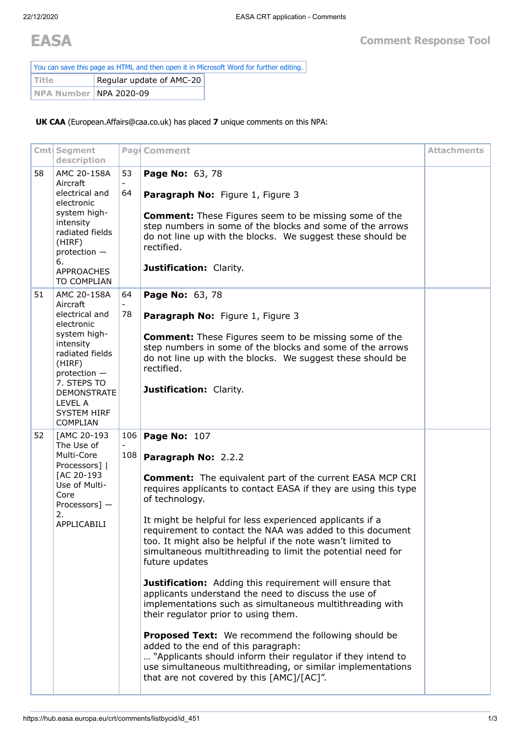**EASA** **Comment Response Tool**

You can save this page as HTML and then open it in Microsoft Word for further editing.

| Title | Regular update of AMC-20 |
|---|---|
| NPA Number | NPA 2020-09 |

**UK CAA** (European.Affairs@caa.co.uk) has placed **7** unique comments on this NPA:

| Cmt# | Segment description | Page | Comment | Attachments |
|---|---|---|---|---|
| 58 | AMC 20-158A Aircraft electrical and electronic system high-intensity radiated fields (HIRF) protection — 6. APPROACHES TO COMPLIAN | 53 - 64 | **Page No:** 63, 78<br><br>**Paragraph No:** Figure 1, Figure 3<br><br>**Comment:** These Figures seem to be missing some of the step numbers in some of the blocks and some of the arrows do not line up with the blocks. We suggest these should be rectified.<br><br>**Justification:** Clarity. | |
| 51 | AMC 20-158A Aircraft electrical and electronic system high-intensity radiated fields (HIRF) protection — 7. STEPS TO DEMONSTRATE LEVEL A SYSTEM HIRF COMPLIAN | 64 - 78 | **Page No:** 63, 78<br><br>**Paragraph No:** Figure 1, Figure 3<br><br>**Comment:** These Figures seem to be missing some of the step numbers in some of the blocks and some of the arrows do not line up with the blocks. We suggest these should be rectified.<br><br>**Justification:** Clarity. | |
| 52 | [AMC 20-193 The Use of Multi-Core Processors] \| [AC 20-193 Use of Multi-Core Processors] — 2. APPLICABILI | 106 - 108 | **Page No:** 107<br><br>**Paragraph No:** 2.2.2<br><br>**Comment:** The equivalent part of the current EASA MCP CRI requires applicants to contact EASA if they are using this type of technology.<br><br>It might be helpful for less experienced applicants if a requirement to contact the NAA was added to this document too. It might also be helpful if the note wasn't limited to simultaneous multithreading to limit the potential need for future updates<br><br>**Justification:** Adding this requirement will ensure that applicants understand the need to discuss the use of implementations such as simultaneous multithreading with their regulator prior to using them.<br><br>**Proposed Text:** We recommend the following should be added to the end of this paragraph:<br>… "Applicants should inform their regulator if they intend to use simultaneous multithreading, or similar implementations that are not covered by this [AMC]/[AC]". | |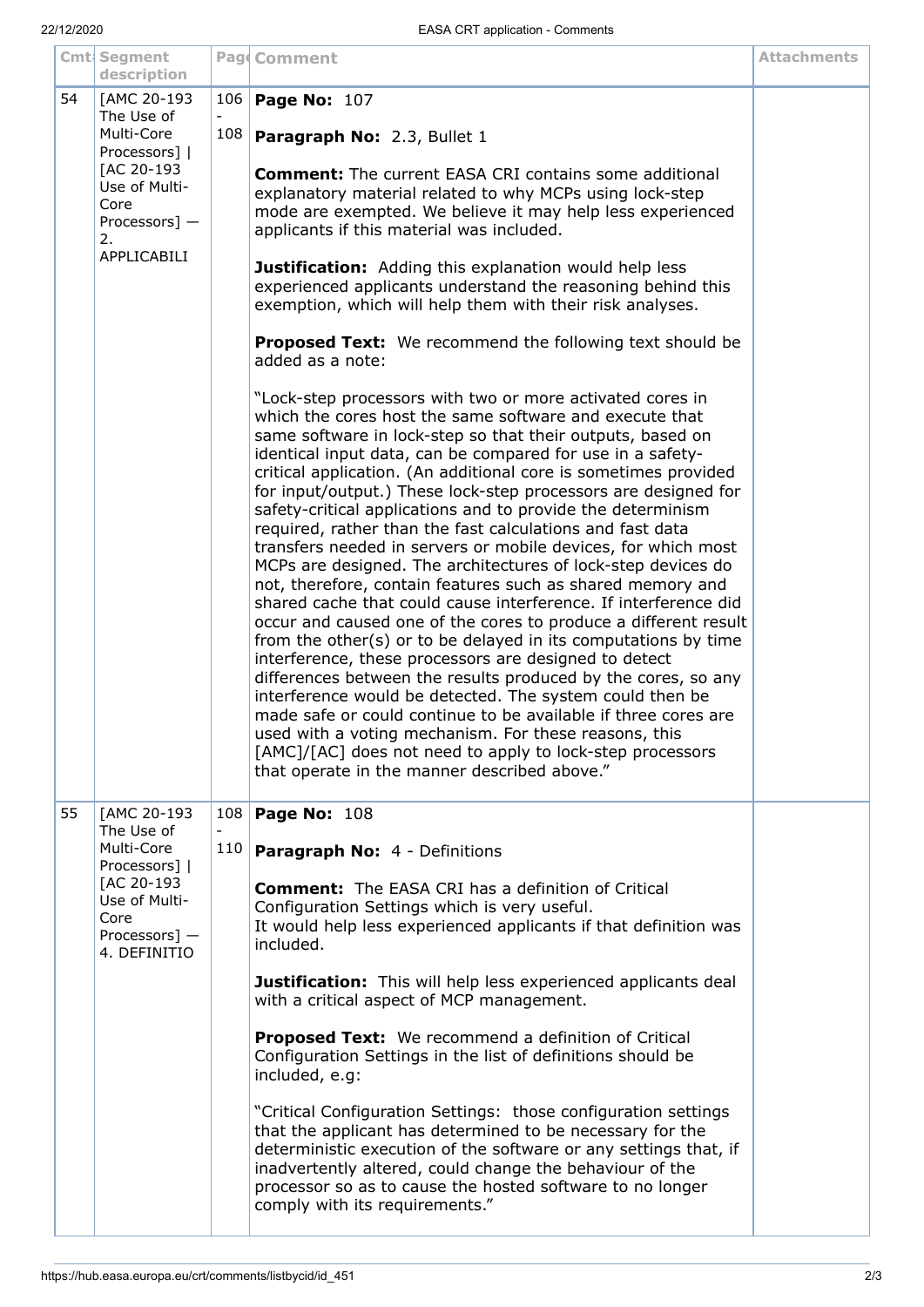| Cmt | Segment description | Page | Comment | Attachments |
|---|---|---|---|---|
| 54 | [AMC 20-193 The Use of Multi-Core Processors] \| [AC 20-193 Use of Multi-Core Processors] — 2. APPLICABILI | 106 - 108 | **Page No:** 107<br><br>**Paragraph No:** 2.3, Bullet 1<br><br>**Comment:** The current EASA CRI contains some additional explanatory material related to why MCPs using lock-step mode are exempted. We believe it may help less experienced applicants if this material was included.<br><br>**Justification:** Adding this explanation would help less experienced applicants understand the reasoning behind this exemption, which will help them with their risk analyses.<br><br>**Proposed Text:** We recommend the following text should be added as a note:<br><br>"Lock-step processors with two or more activated cores in which the cores host the same software and execute that same software in lock-step so that their outputs, based on identical input data, can be compared for use in a safety-critical application. (An additional core is sometimes provided for input/output.) These lock-step processors are designed for safety-critical applications and to provide the determinism required, rather than the fast calculations and fast data transfers needed in servers or mobile devices, for which most MCPs are designed. The architectures of lock-step devices do not, therefore, contain features such as shared memory and shared cache that could cause interference. If interference did occur and caused one of the cores to produce a different result from the other(s) or to be delayed in its computations by time interference, these processors are designed to detect differences between the results produced by the cores, so any interference would be detected. The system could then be made safe or could continue to be available if three cores are used with a voting mechanism. For these reasons, this [AMC]/[AC] does not need to apply to lock-step processors that operate in the manner described above." | |
| 55 | [AMC 20-193 The Use of Multi-Core Processors] \| [AC 20-193 Use of Multi-Core Processors] — 4. DEFINITIO | 108 - 110 | **Page No:** 108<br><br>**Paragraph No:** 4 - Definitions<br><br>**Comment:** The EASA CRI has a definition of Critical Configuration Settings which is very useful.<br>It would help less experienced applicants if that definition was included.<br><br>**Justification:** This will help less experienced applicants deal with a critical aspect of MCP management.<br><br>**Proposed Text:** We recommend a definition of Critical Configuration Settings in the list of definitions should be included, e.g:<br><br>"Critical Configuration Settings: those configuration settings that the applicant has determined to be necessary for the deterministic execution of the software or any settings that, if inadvertently altered, could change the behaviour of the processor so as to cause the hosted software to no longer comply with its requirements." | |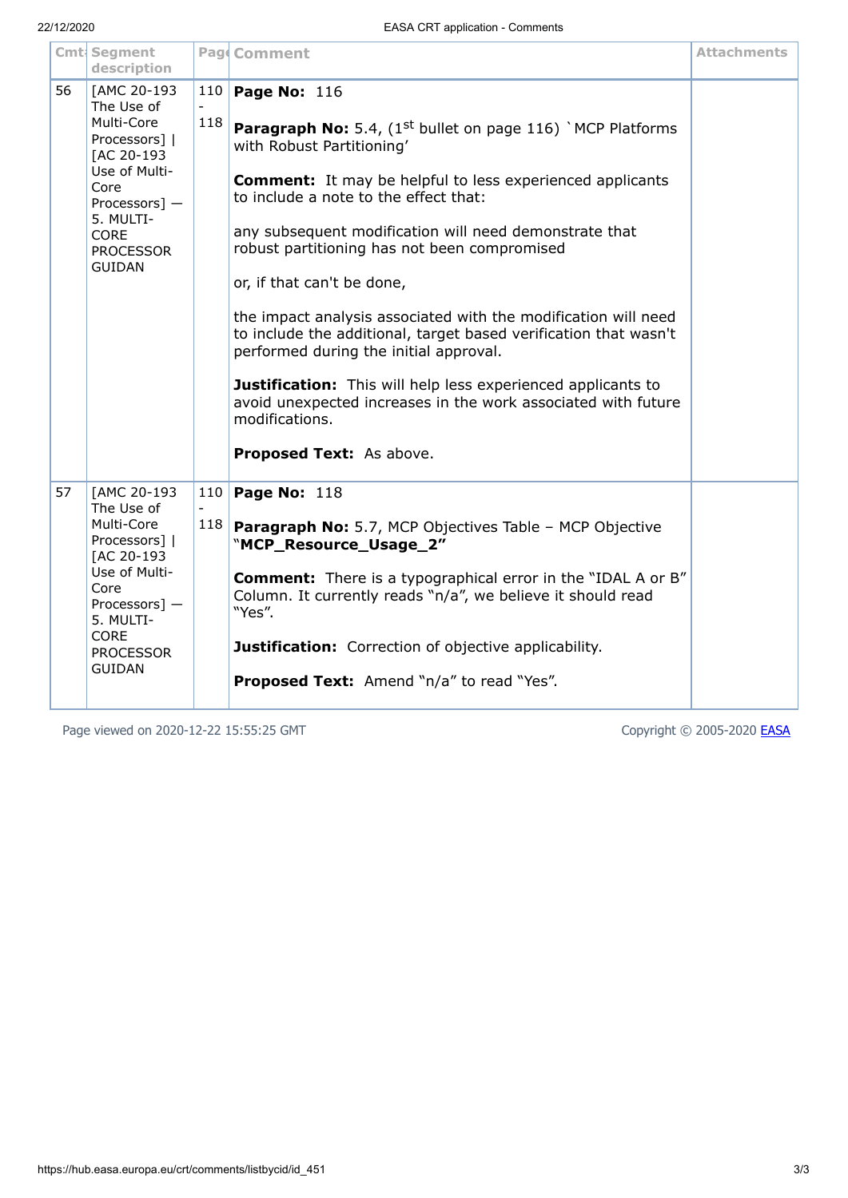| Cmt | Segment description | Page | Comment | Attachments |
|---|---|---|---|---|
| 56 | [AMC 20-193 The Use of Multi-Core Processors] \| [AC 20-193 Use of Multi-Core Processors] — 5. MULTI-CORE PROCESSOR GUIDAN | 110 - 118 | **Page No:** 116<br><br>**Paragraph No:** 5.4, (1st bullet on page 116) `MCP Platforms with Robust Partitioning'<br><br>**Comment:** It may be helpful to less experienced applicants to include a note to the effect that:<br><br>any subsequent modification will need demonstrate that robust partitioning has not been compromised<br><br>or, if that can't be done,<br><br>the impact analysis associated with the modification will need to include the additional, target based verification that wasn't performed during the initial approval.<br><br>**Justification:** This will help less experienced applicants to avoid unexpected increases in the work associated with future modifications.<br><br>**Proposed Text:** As above. | |
| 57 | [AMC 20-193 The Use of Multi-Core Processors] \| [AC 20-193 Use of Multi-Core Processors] — 5. MULTI-CORE PROCESSOR GUIDAN | 110 - 118 | **Page No:** 118<br><br>**Paragraph No:** 5.7, MCP Objectives Table – MCP Objective "**MCP_Resource_Usage_2"**<br><br>**Comment:** There is a typographical error in the "IDAL A or B" Column. It currently reads "n/a", we believe it should read "Yes".<br><br>**Justification:** Correction of objective applicability.<br><br>**Proposed Text:** Amend "n/a" to read "Yes". | |

Page viewed on 2020-12-22 15:55:25 GMT

Copyright © 2005-2020 EASA